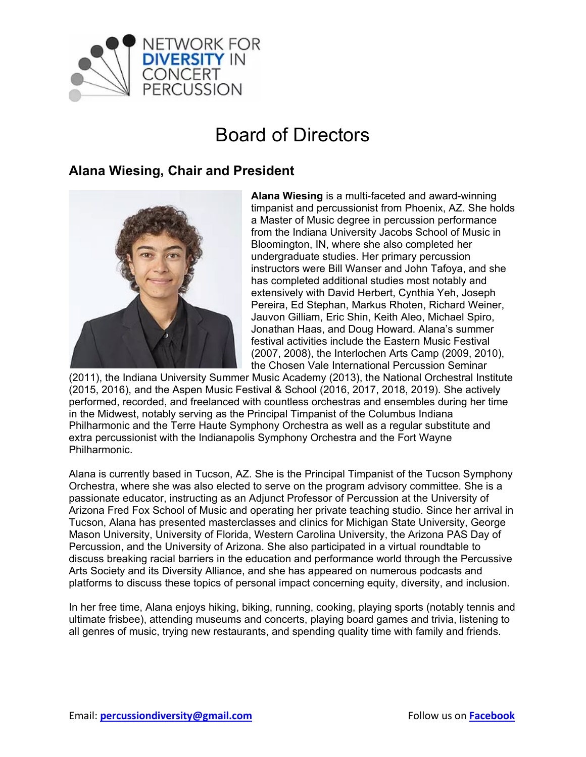NETWORK FOR **DIVERSITY** IN CONCERT PERCUSSION

# Board of Directors

## Alana Wiesing, Chair and President

**Alana Wiesing** is a multi-faceted and award-winning timpanist and percussionist from Phoenix, AZ. She holds a Master of Music degree in percussion performance from the Indiana University Jacobs School of Music in Bloomington, IN, where she also completed her undergraduate studies. Her primary percussion instructors were Bill Wanser and John Tafoya, and she has completed additional studies most notably and extensively with David Herbert, Cynthia Yeh, Joseph Pereira, Ed Stephan, Markus Rhoten, Richard Weiner, Jauvon Gilliam, Eric Shin, Keith Aleo, Michael Spiro, Jonathan Haas, and Doug Howard. Alana's summer festival activities include the Eastern Music Festival (2007, 2008), the Interlochen Arts Camp (2009, 2010), the Chosen Vale International Percussion Seminar (2011), the Indiana University Summer Music Academy (2013), the National Orchestral Institute (2015, 2016), and the Aspen Music Festival & School (2016, 2017, 2018, 2019). She actively performed, recorded, and freelanced with countless orchestras and ensembles during her time in the Midwest, notably serving as the Principal Timpanist of the Columbus Indiana Philharmonic and the Terre Haute Symphony Orchestra as well as a regular substitute and extra percussionist with the Indianapolis Symphony Orchestra and the Fort Wayne Philharmonic.

Alana is currently based in Tucson, AZ. She is the Principal Timpanist of the Tucson Symphony Orchestra, where she was also elected to serve on the program advisory committee. She is a passionate educator, instructing as an Adjunct Professor of Percussion at the University of Arizona Fred Fox School of Music and operating her private teaching studio. Since her arrival in Tucson, Alana has presented masterclasses and clinics for Michigan State University, George Mason University, University of Florida, Western Carolina University, the Arizona PAS Day of Percussion, and the University of Arizona. She also participated in a virtual roundtable to discuss breaking racial barriers in the education and performance world through the Percussive Arts Society and its Diversity Alliance, and she has appeared on numerous podcasts and platforms to discuss these topics of personal impact concerning equity, diversity, and inclusion.

In her free time, Alana enjoys hiking, biking, running, cooking, playing sports (notably tennis and ultimate frisbee), attending museums and concerts, playing board games and trivia, listening to all genres of music, trying new restaurants, and spending quality time with family and friends.

Email: **percussiondiversity@gmail.com** Follow us on **Facebook**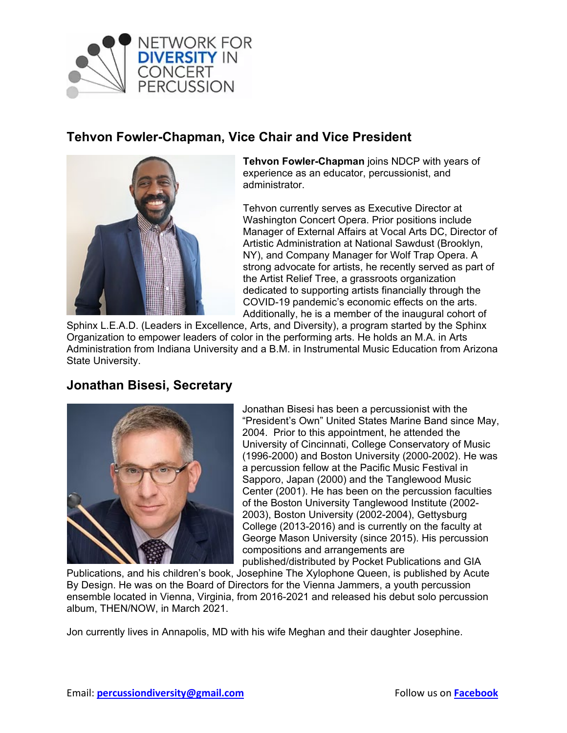NETWORK FOR DIVERSITY IN CONCERT PERCUSSION

## Tehvon Fowler-Chapman, Vice Chair and Vice President

**Tehvon Fowler-Chapman** joins NDCP with years of experience as an educator, percussionist, and administrator.

Tehvon currently serves as Executive Director at Washington Concert Opera. Prior positions include Manager of External Affairs at Vocal Arts DC, Director of Artistic Administration at National Sawdust (Brooklyn, NY), and Company Manager for Wolf Trap Opera. A strong advocate for artists, he recently served as part of the Artist Relief Tree, a grassroots organization dedicated to supporting artists financially through the COVID-19 pandemic's economic effects on the arts. Additionally, he is a member of the inaugural cohort of Sphinx L.E.A.D. (Leaders in Excellence, Arts, and Diversity), a program started by the Sphinx Organization to empower leaders of color in the performing arts. He holds an M.A. in Arts Administration from Indiana University and a B.M. in Instrumental Music Education from Arizona State University.

## Jonathan Bisesi, Secretary

Jonathan Bisesi has been a percussionist with the "President's Own" United States Marine Band since May, 2004. Prior to this appointment, he attended the University of Cincinnati, College Conservatory of Music (1996-2000) and Boston University (2000-2002). He was a percussion fellow at the Pacific Music Festival in Sapporo, Japan (2000) and the Tanglewood Music Center (2001). He has been on the percussion faculties of the Boston University Tanglewood Institute (2002-2003), Boston University (2002-2004), Gettysburg College (2013-2016) and is currently on the faculty at George Mason University (since 2015). His percussion compositions and arrangements are published/distributed by Pocket Publications and GIA Publications, and his children's book, Josephine The Xylophone Queen, is published by Acute By Design. He was on the Board of Directors for the Vienna Jammers, a youth percussion ensemble located in Vienna, Virginia, from 2016-2021 and released his debut solo percussion album, THEN/NOW, in March 2021.

Jon currently lives in Annapolis, MD with his wife Meghan and their daughter Josephine.

Email: **percussiondiversity@gmail.com** Follow us on **Facebook**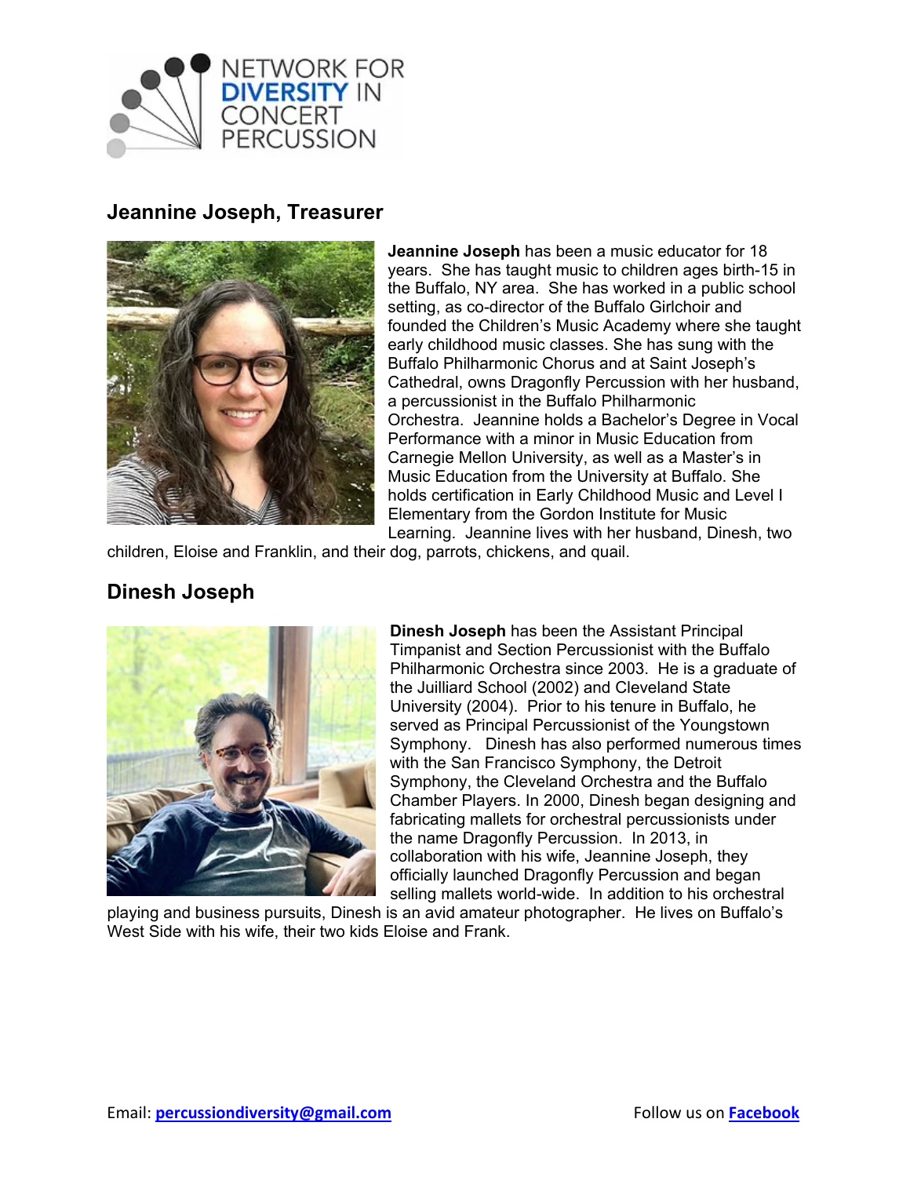# NETWORK FOR DIVERSITY IN CONCERT PERCUSSION

## Jeannine Joseph, Treasurer

**Jeannine Joseph** has been a music educator for 18 years. She has taught music to children ages birth-15 in the Buffalo, NY area. She has worked in a public school setting, as co-director of the Buffalo Girlchoir and founded the Children's Music Academy where she taught early childhood music classes. She has sung with the Buffalo Philharmonic Chorus and at Saint Joseph's Cathedral, owns Dragonfly Percussion with her husband, a percussionist in the Buffalo Philharmonic Orchestra. Jeannine holds a Bachelor's Degree in Vocal Performance with a minor in Music Education from Carnegie Mellon University, as well as a Master's in Music Education from the University at Buffalo. She holds certification in Early Childhood Music and Level I Elementary from the Gordon Institute for Music Learning. Jeannine lives with her husband, Dinesh, two children, Eloise and Franklin, and their dog, parrots, chickens, and quail.

## Dinesh Joseph

**Dinesh Joseph** has been the Assistant Principal Timpanist and Section Percussionist with the Buffalo Philharmonic Orchestra since 2003. He is a graduate of the Juilliard School (2002) and Cleveland State University (2004). Prior to his tenure in Buffalo, he served as Principal Percussionist of the Youngstown Symphony. Dinesh has also performed numerous times with the San Francisco Symphony, the Detroit Symphony, the Cleveland Orchestra and the Buffalo Chamber Players. In 2000, Dinesh began designing and fabricating mallets for orchestral percussionists under the name Dragonfly Percussion. In 2013, in collaboration with his wife, Jeannine Joseph, they officially launched Dragonfly Percussion and began selling mallets world-wide. In addition to his orchestral playing and business pursuits, Dinesh is an avid amateur photographer. He lives on Buffalo's West Side with his wife, their two kids Eloise and Frank.

Email: [percussiondiversity@gmail.com](mailto:percussiondiversity@gmail.com) Follow us on [Facebook]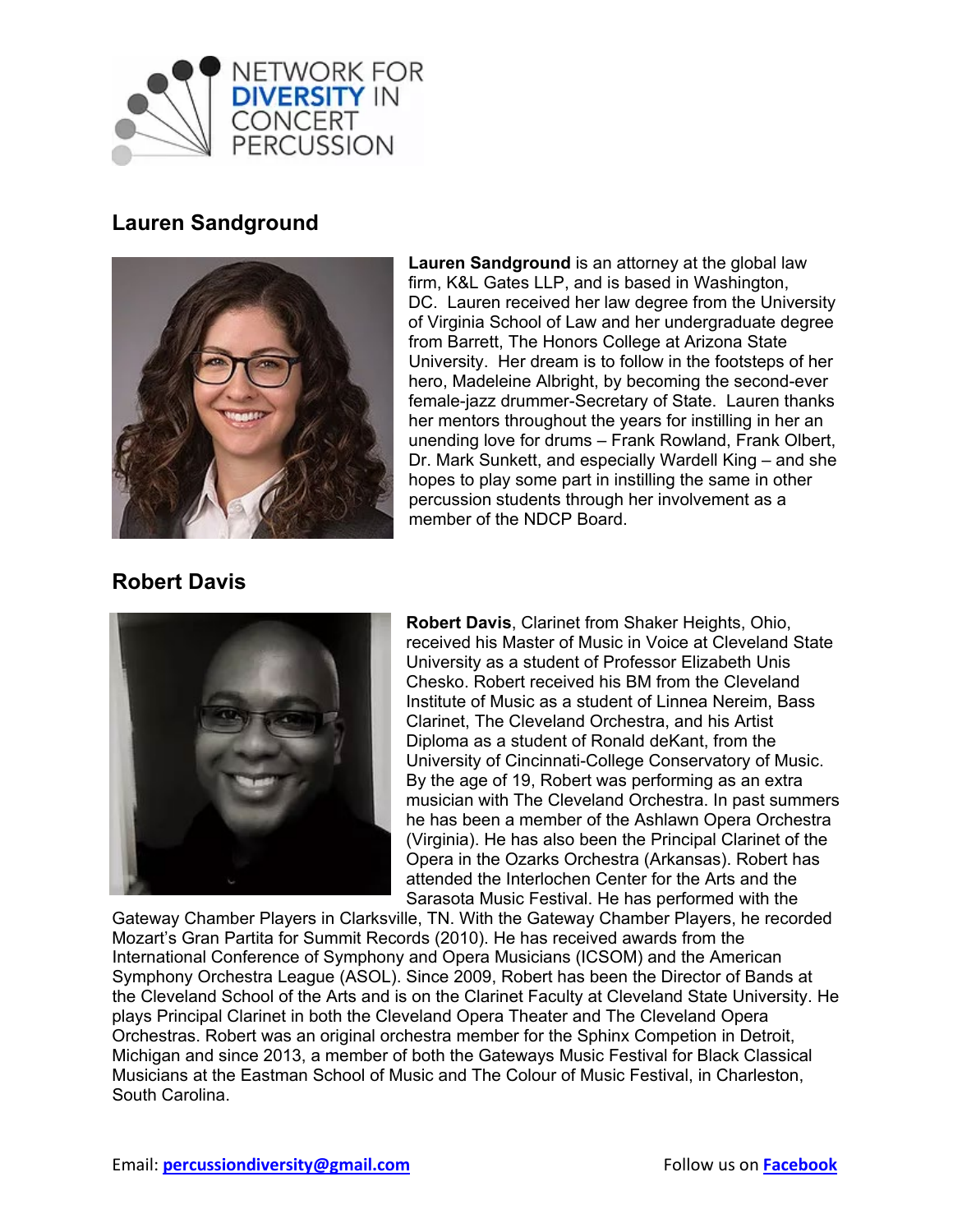NETWORK FOR **DIVERSITY** IN CONCERT PERCUSSION

## Lauren Sandground

**Lauren Sandground** is an attorney at the global law firm, K&L Gates LLP, and is based in Washington, DC. Lauren received her law degree from the University of Virginia School of Law and her undergraduate degree from Barrett, The Honors College at Arizona State University. Her dream is to follow in the footsteps of her hero, Madeleine Albright, by becoming the second-ever female-jazz drummer-Secretary of State. Lauren thanks her mentors throughout the years for instilling in her an unending love for drums – Frank Rowland, Frank Olbert, Dr. Mark Sunkett, and especially Wardell King – and she hopes to play some part in instilling the same in other percussion students through her involvement as a member of the NDCP Board.

## Robert Davis

**Robert Davis**, Clarinet from Shaker Heights, Ohio, received his Master of Music in Voice at Cleveland State University as a student of Professor Elizabeth Unis Chesko. Robert received his BM from the Cleveland Institute of Music as a student of Linnea Nereim, Bass Clarinet, The Cleveland Orchestra, and his Artist Diploma as a student of Ronald deKant, from the University of Cincinnati-College Conservatory of Music. By the age of 19, Robert was performing as an extra musician with The Cleveland Orchestra. In past summers he has been a member of the Ashlawn Opera Orchestra (Virginia). He has also been the Principal Clarinet of the Opera in the Ozarks Orchestra (Arkansas). Robert has attended the Interlochen Center for the Arts and the Sarasota Music Festival. He has performed with the Gateway Chamber Players in Clarksville, TN. With the Gateway Chamber Players, he recorded Mozart's Gran Partita for Summit Records (2010). He has received awards from the International Conference of Symphony and Opera Musicians (ICSOM) and the American Symphony Orchestra League (ASOL). Since 2009, Robert has been the Director of Bands at the Cleveland School of the Arts and is on the Clarinet Faculty at Cleveland State University. He plays Principal Clarinet in both the Cleveland Opera Theater and The Cleveland Opera Orchestras. Robert was an original orchestra member for the Sphinx Competion in Detroit, Michigan and since 2013, a member of both the Gateways Music Festival for Black Classical Musicians at the Eastman School of Music and The Colour of Music Festival, in Charleston, South Carolina.

Email: **percussiondiversity@gmail.com** Follow us on **Facebook**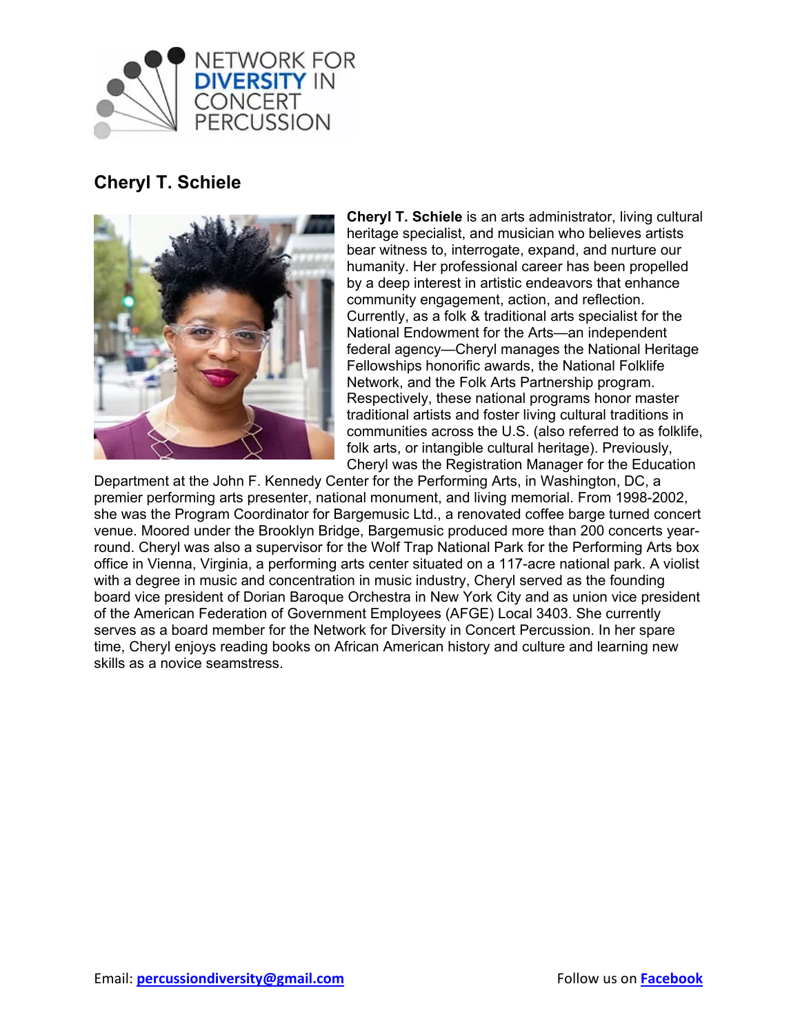NETWORK FOR **DIVERSITY** IN CONCERT PERCUSSION

## Cheryl T. Schiele

**Cheryl T. Schiele** is an arts administrator, living cultural heritage specialist, and musician who believes artists bear witness to, interrogate, expand, and nurture our humanity. Her professional career has been propelled by a deep interest in artistic endeavors that enhance community engagement, action, and reflection. Currently, as a folk & traditional arts specialist for the National Endowment for the Arts—an independent federal agency—Cheryl manages the National Heritage Fellowships honorific awards, the National Folklife Network, and the Folk Arts Partnership program. Respectively, these national programs honor master traditional artists and foster living cultural traditions in communities across the U.S. (also referred to as folklife, folk arts, or intangible cultural heritage). Previously, Cheryl was the Registration Manager for the Education Department at the John F. Kennedy Center for the Performing Arts, in Washington, DC, a premier performing arts presenter, national monument, and living memorial. From 1998-2002, she was the Program Coordinator for Bargemusic Ltd., a renovated coffee barge turned concert venue. Moored under the Brooklyn Bridge, Bargemusic produced more than 200 concerts year-round. Cheryl was also a supervisor for the Wolf Trap National Park for the Performing Arts box office in Vienna, Virginia, a performing arts center situated on a 117-acre national park. A violist with a degree in music and concentration in music industry, Cheryl served as the founding board vice president of Dorian Baroque Orchestra in New York City and as union vice president of the American Federation of Government Employees (AFGE) Local 3403. She currently serves as a board member for the Network for Diversity in Concert Percussion. In her spare time, Cheryl enjoys reading books on African American history and culture and learning new skills as a novice seamstress.

Email: [percussiondiversity@gmail.com](mailto:percussiondiversity@gmail.com) Follow us on [Facebook]()